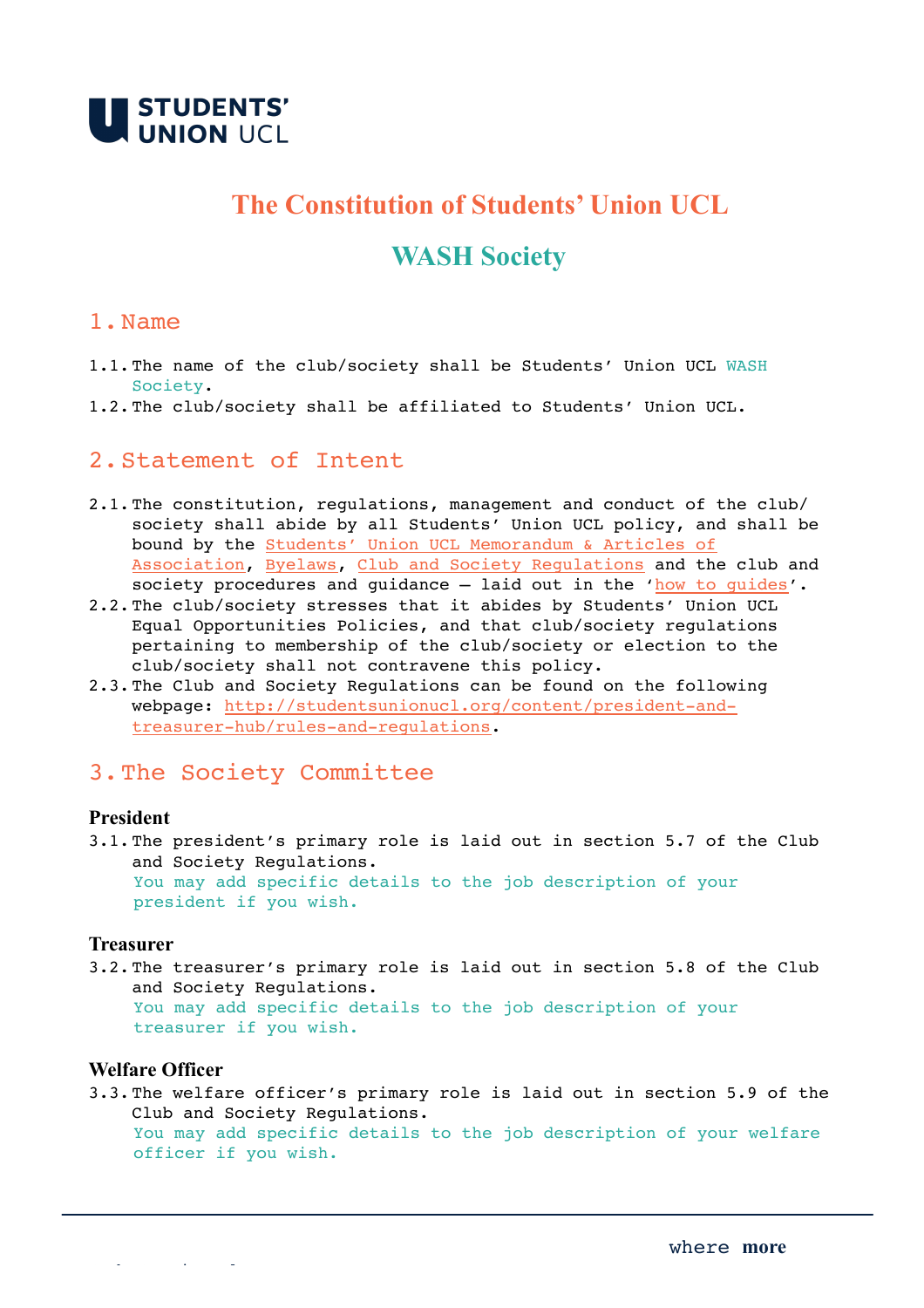# The Constitution of Students' Union UCL

## WASH Society

## 1. Name

1.1. The name of the club/society shall be Students' Union UCL WASH Society.

1.2. The club/society shall be affiliated to Students' Union UCL.

## 2. Statement of Intent

2.1. The constitution, regulations, management and conduct of the club/society shall abide by all Students' Union UCL policy, and shall be bound by the Students' Union UCL Memorandum & Articles of Association, Byelaws, Club and Society Regulations and the club and society procedures and guidance – laid out in the 'how to guides'.

2.2. The club/society stresses that it abides by Students' Union UCL Equal Opportunities Policies, and that club/society regulations pertaining to membership of the club/society or election to the club/society shall not contravene this policy.

2.3. The Club and Society Regulations can be found on the following webpage: http://studentsunionucl.org/content/president-and-treasurer-hub/rules-and-regulations.

## 3. The Society Committee

### President

3.1. The president's primary role is laid out in section 5.7 of the Club and Society Regulations.
You may add specific details to the job description of your president if you wish.

### Treasurer

3.2. The treasurer's primary role is laid out in section 5.8 of the Club and Society Regulations.
You may add specific details to the job description of your treasurer if you wish.

### Welfare Officer

3.3. The welfare officer's primary role is laid out in section 5.9 of the Club and Society Regulations.
You may add specific details to the job description of your welfare officer if you wish.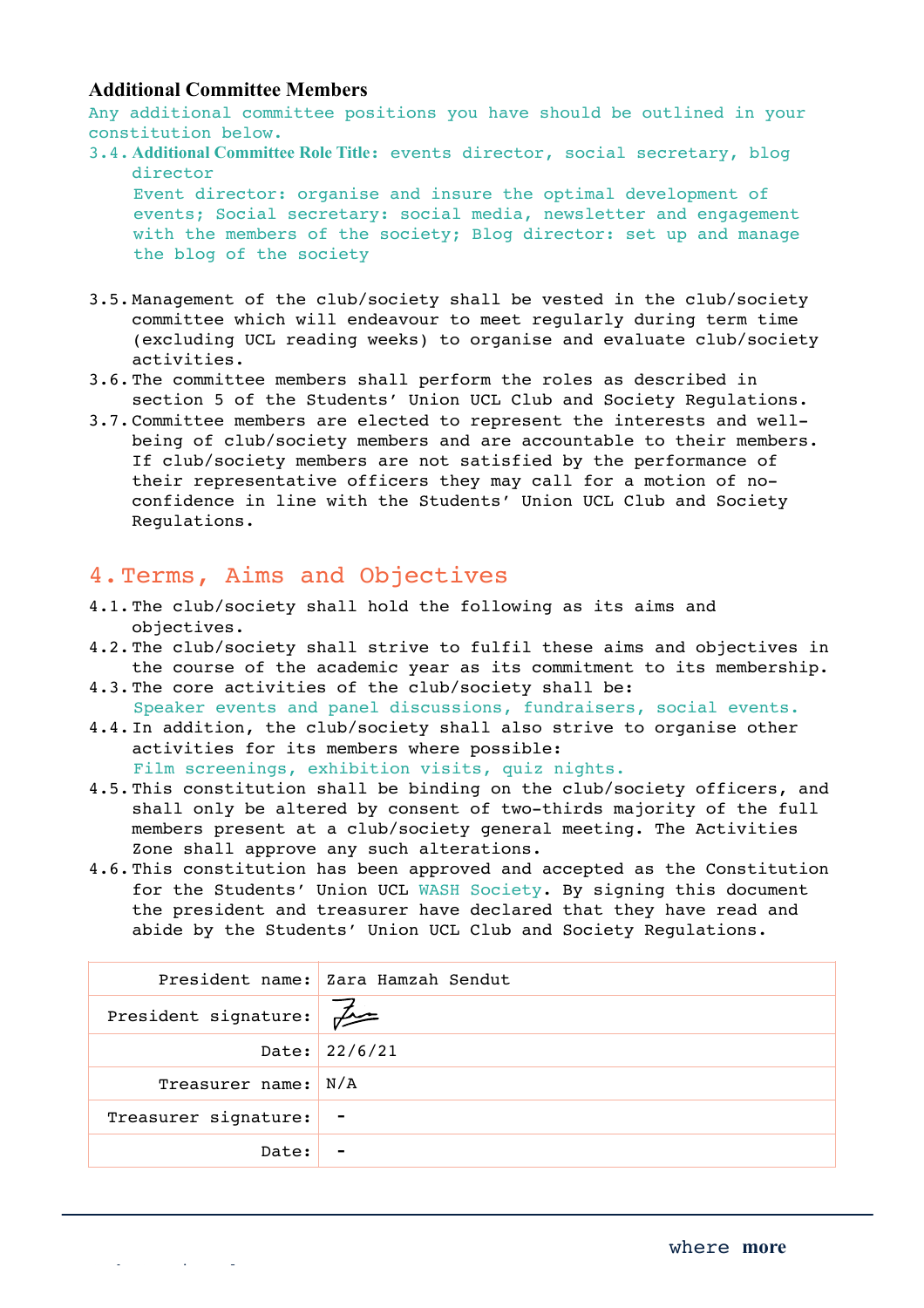### Additional Committee Members

Any additional committee positions you have should be outlined in your constitution below.

3.4. **Additional Committee Role Title:** events director, social secretary, blog director

Event director: organise and insure the optimal development of events; Social secretary: social media, newsletter and engagement with the members of the society; Blog director: set up and manage the blog of the society

3.5. Management of the club/society shall be vested in the club/society committee which will endeavour to meet regularly during term time (excluding UCL reading weeks) to organise and evaluate club/society activities.

3.6. The committee members shall perform the roles as described in section 5 of the Students' Union UCL Club and Society Regulations.

3.7. Committee members are elected to represent the interests and well-being of club/society members and are accountable to their members. If club/society members are not satisfied by the performance of their representative officers they may call for a motion of no-confidence in line with the Students' Union UCL Club and Society Regulations.

## 4. Terms, Aims and Objectives

4.1. The club/society shall hold the following as its aims and objectives.

4.2. The club/society shall strive to fulfil these aims and objectives in the course of the academic year as its commitment to its membership.

4.3. The core activities of the club/society shall be:

Speaker events and panel discussions, fundraisers, social events.

4.4. In addition, the club/society shall also strive to organise other activities for its members where possible:

Film screenings, exhibition visits, quiz nights.

4.5. This constitution shall be binding on the club/society officers, and shall only be altered by consent of two-thirds majority of the full members present at a club/society general meeting. The Activities Zone shall approve any such alterations.

4.6. This constitution has been approved and accepted as the Constitution for the Students' Union UCL WASH Society. By signing this document the president and treasurer have declared that they have read and abide by the Students' Union UCL Club and Society Regulations.

| | |
|---|---|
| President name: | Zara Hamzah Sendut |
| President signature: | |
| Date: | 22/6/21 |
| Treasurer name: | N/A |
| Treasurer signature: | - |
| Date: | - |